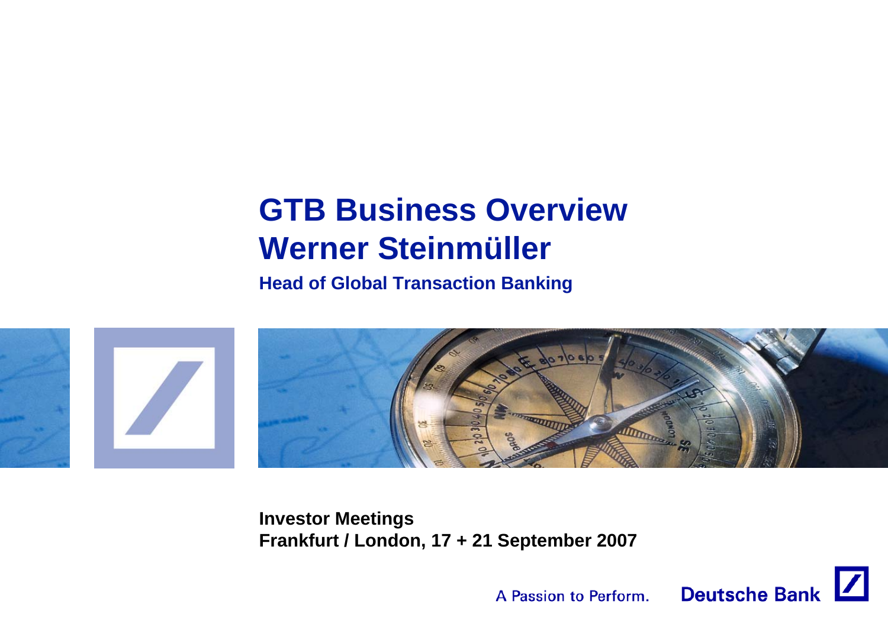# GTB Business Overview
# Werner Steinmüller

**Head of Global Transaction Banking**

**Investor Meetings**
**Frankfurt / London, 17 + 21 September 2007**

A Passion to Perform. Deutsche Bank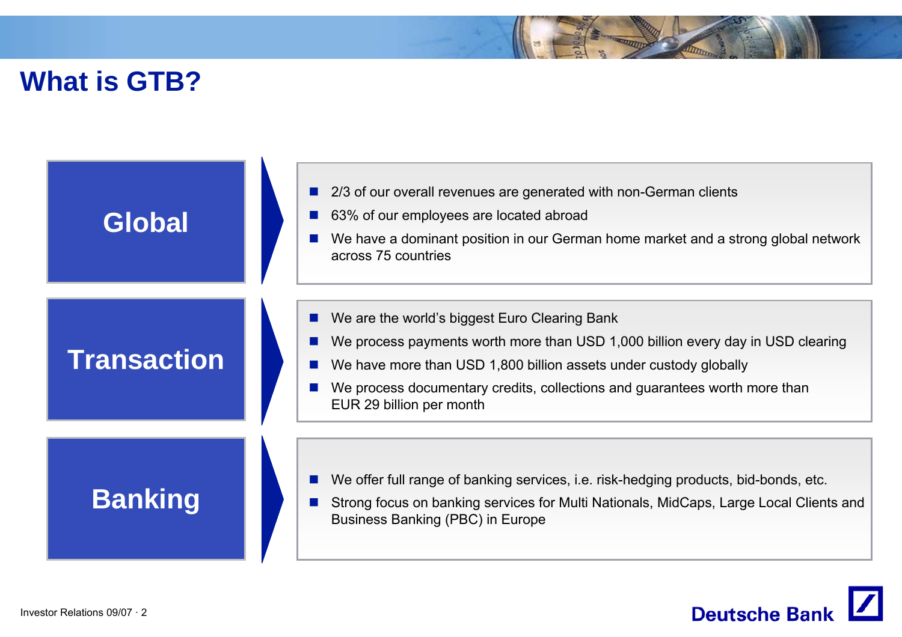# What is GTB?

## Global

- 2/3 of our overall revenues are generated with non-German clients
- 63% of our employees are located abroad
- We have a dominant position in our German home market and a strong global network across 75 countries

## Transaction

- We are the world's biggest Euro Clearing Bank
- We process payments worth more than USD 1,000 billion every day in USD clearing
- We have more than USD 1,800 billion assets under custody globally
- We process documentary credits, collections and guarantees worth more than EUR 29 billion per month

## Banking

- We offer full range of banking services, i.e. risk-hedging products, bid-bonds, etc.
- Strong focus on banking services for Multi Nationals, MidCaps, Large Local Clients and Business Banking (PBC) in Europe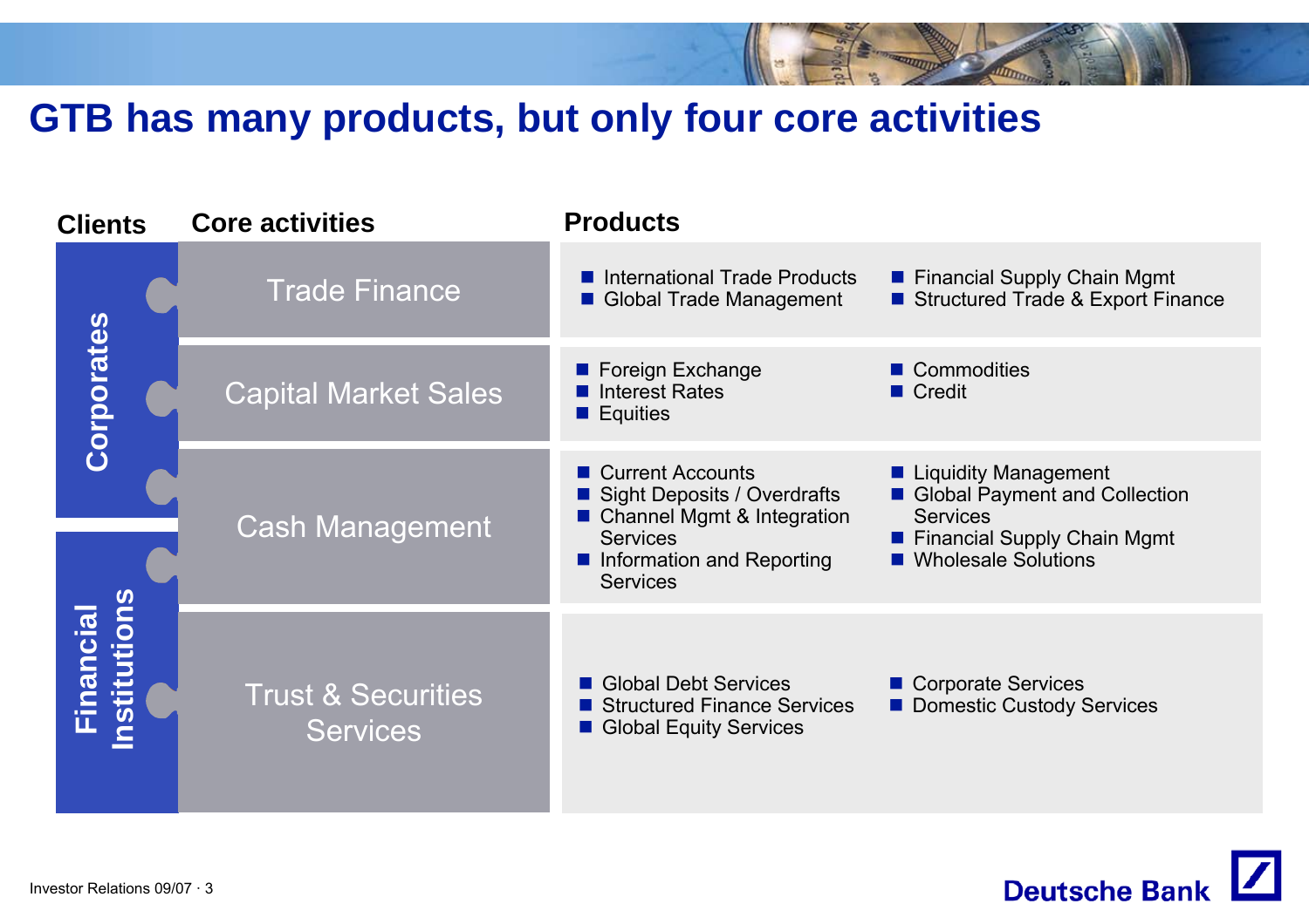# GTB has many products, but only four core activities

| Clients | Core activities | Products | |
|---|---|---|---|
| Corporates | Trade Finance | ■ International Trade Products<br>■ Global Trade Management | ■ Financial Supply Chain Mgmt<br>■ Structured Trade & Export Finance |
| Corporates | Capital Market Sales | ■ Foreign Exchange<br>■ Interest Rates<br>■ Equities | ■ Commodities<br>■ Credit |
| Corporates / Financial Institutions | Cash Management | ■ Current Accounts<br>■ Sight Deposits / Overdrafts<br>■ Channel Mgmt & Integration Services<br>■ Information and Reporting Services | ■ Liquidity Management<br>■ Global Payment and Collection Services<br>■ Financial Supply Chain Mgmt<br>■ Wholesale Solutions |
| Financial Institutions | Trust & Securities Services | ■ Global Debt Services<br>■ Structured Finance Services<br>■ Global Equity Services | ■ Corporate Services<br>■ Domestic Custody Services |

Investor Relations 09/07

Deutsche Bank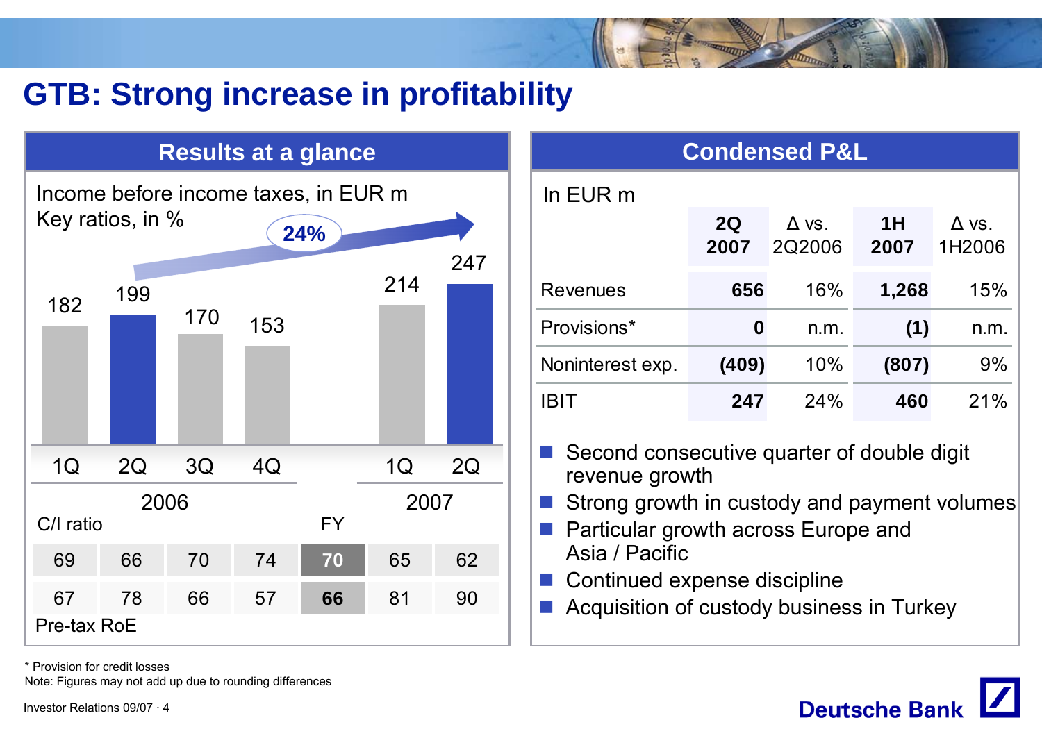# GTB: Strong increase in profitability

## Results at a glance

Income before income taxes, in EUR m
Key ratios, in %

24%

| | 1Q 2006 | 2Q 2006 | 3Q 2006 | 4Q 2006 | FY 2006 | 1Q 2007 | 2Q 2007 |
|---|---|---|---|---|---|---|---|
| Income before income taxes | 182 | 199 | 170 | 153 | | 214 | 247 |
| C/I ratio | 69 | 66 | 70 | 74 | **70** | 65 | 62 |
| Pre-tax RoE | 67 | 78 | 66 | 57 | **66** | 81 | 90 |

## Condensed P&L

In EUR m

| | 2Q 2007 | Δ vs. 2Q2006 | 1H 2007 | Δ vs. 1H2006 |
|---|---|---|---|---|
| Revenues | **656** | 16% | **1,268** | 15% |
| Provisions* | **0** | n.m. | **(1)** | n.m. |
| Noninterest exp. | **(409)** | 10% | **(807)** | 9% |
| IBIT | **247** | 24% | **460** | 21% |

- Second consecutive quarter of double digit revenue growth
- Strong growth in custody and payment volumes
- Particular growth across Europe and Asia / Pacific
- Continued expense discipline
- Acquisition of custody business in Turkey

* Provision for credit losses
Note: Figures may not add up due to rounding differences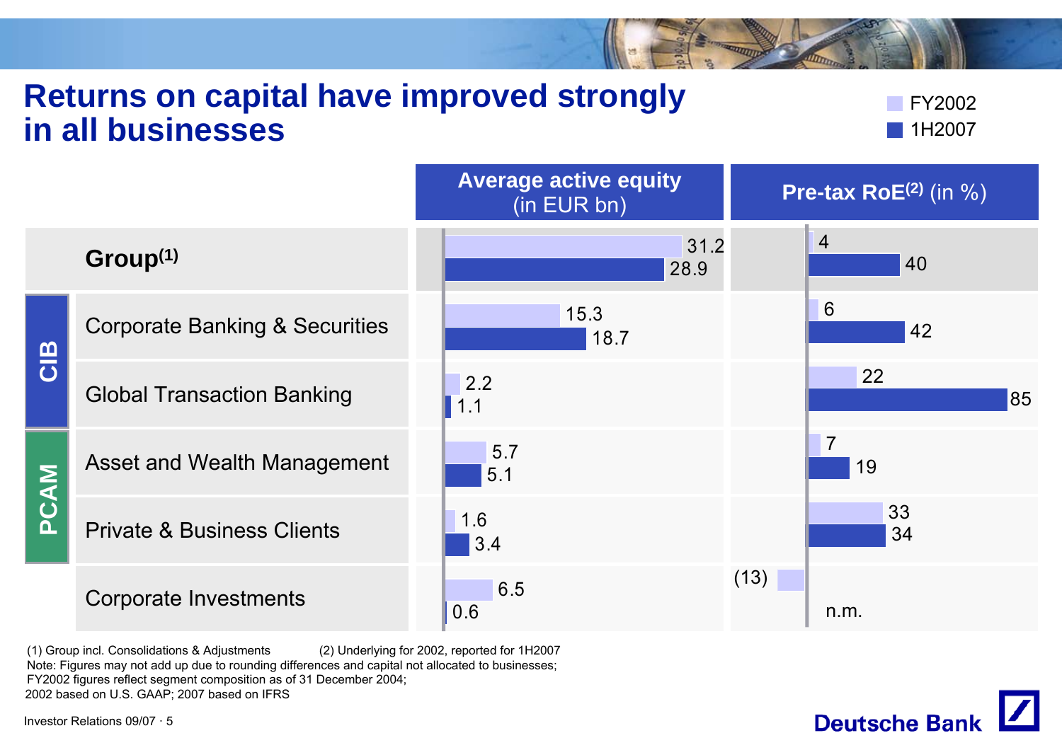# Returns on capital have improved strongly in all businesses

| | | Average active equity (in EUR bn) FY2002 | Average active equity (in EUR bn) 1H2007 | Pre-tax RoE[(2)] (in %) FY2002 | Pre-tax RoE[(2)] (in %) 1H2007 |
|---|---|---|---|---|---|
| | Group[(1)] | 31.2 | 28.9 | 4 | 40 |
| CIB | Corporate Banking & Securities | 15.3 | 18.7 | 6 | 42 |
| CIB | Global Transaction Banking | 2.2 | 1.1 | 22 | 85 |
| PCAM | Asset and Wealth Management | 5.7 | 5.1 | 7 | 19 |
| PCAM | Private & Business Clients | 1.6 | 3.4 | 33 | 34 |
| | Corporate Investments | 6.5 | 0.6 | (13) | n.m. |

(1) Group incl. Consolidations & Adjustments (2) Underlying for 2002, reported for 1H2007

Note: Figures may not add up due to rounding differences and capital not allocated to businesses; FY2002 figures reflect segment composition as of 31 December 2004; 2002 based on U.S. GAAP; 2007 based on IFRS

Investor Relations 09/07

Deutsche Bank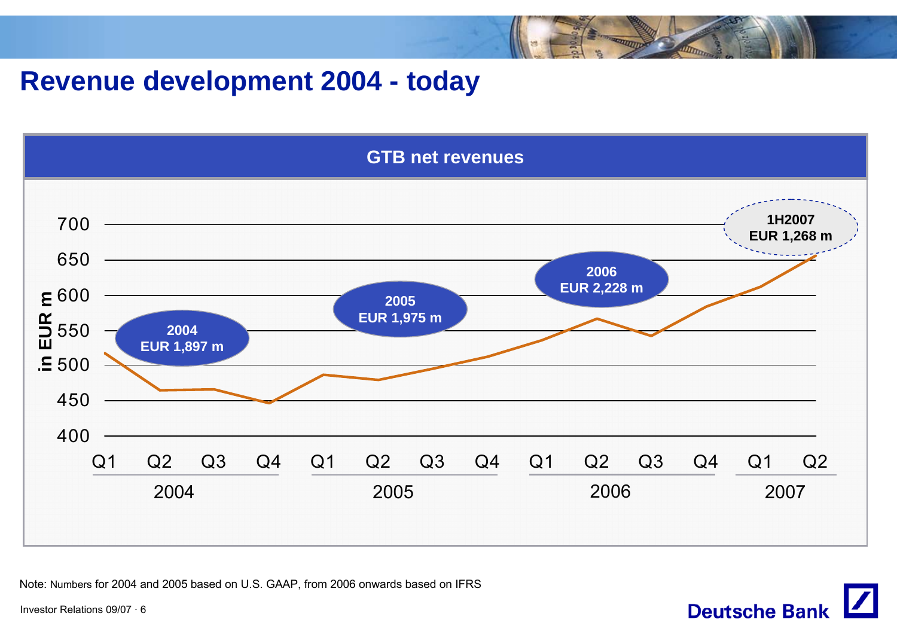# Revenue development 2004 - today

**GTB net revenues**

in EUR m

- 2004: EUR 1,897 m
- 2005: EUR 1,975 m
- 2006: EUR 2,228 m
- 1H2007: EUR 1,268 m

700, 650, 600, 550, 500, 450, 400

Q1 Q2 Q3 Q4 (2004) | Q1 Q2 Q3 Q4 (2005) | Q1 Q2 Q3 Q4 (2006) | Q1 Q2 (2007)

Note: Numbers for 2004 and 2005 based on U.S. GAAP, from 2006 onwards based on IFRS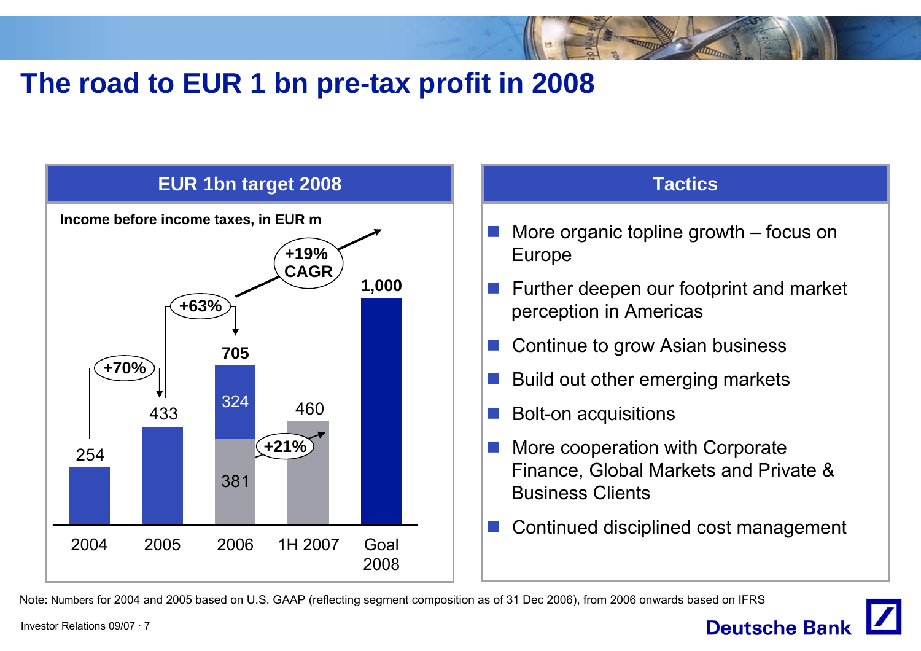# The road to EUR 1 bn pre-tax profit in 2008

## EUR 1bn target 2008

**Income before income taxes, in EUR m**

| | 2004 | 2005 | 2006 | 1H 2007 | Goal 2008 |
|---|---|---|---|---|---|
| Income before income taxes | 254 | 433 | 705 (381 + 324) | 460 | 1,000 |

- 2004 → 2005: +70%
- 2005 → 2006: +63%
- 1H 2006 (381) → 1H 2007 (460): +21%
- 2006 → Goal 2008: +19% CAGR

## Tactics

- More organic topline growth – focus on Europe
- Further deepen our footprint and market perception in Americas
- Continue to grow Asian business
- Build out other emerging markets
- Bolt-on acquisitions
- More cooperation with Corporate Finance, Global Markets and Private & Business Clients
- Continued disciplined cost management

Note: Numbers for 2004 and 2005 based on U.S. GAAP (reflecting segment composition as of 31 Dec 2006), from 2006 onwards based on IFRS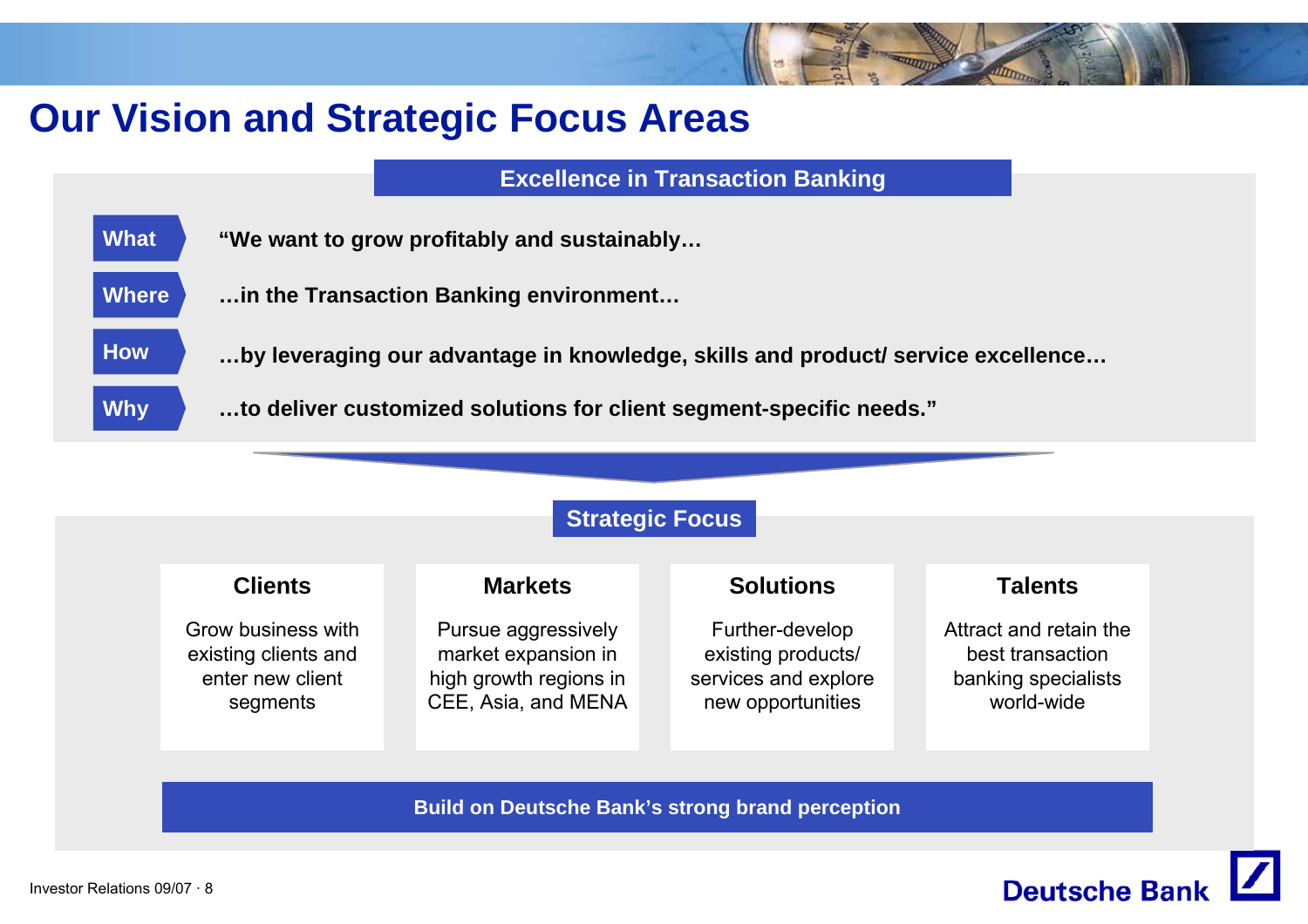# Our Vision and Strategic Focus Areas

## Excellence in Transaction Banking

**What** — **"We want to grow profitably and sustainably…**

**Where** — **…in the Transaction Banking environment…**

**How** — **…by leveraging our advantage in knowledge, skills and product/ service excellence…**

**Why** — **…to deliver customized solutions for client segment-specific needs."**

## Strategic Focus

### Clients

Grow business with existing clients and enter new client segments

### Markets

Pursue aggressively market expansion in high growth regions in CEE, Asia, and MENA

### Solutions

Further-develop existing products/ services and explore new opportunities

### Talents

Attract and retain the best transaction banking specialists world-wide

**Build on Deutsche Bank's strong brand perception**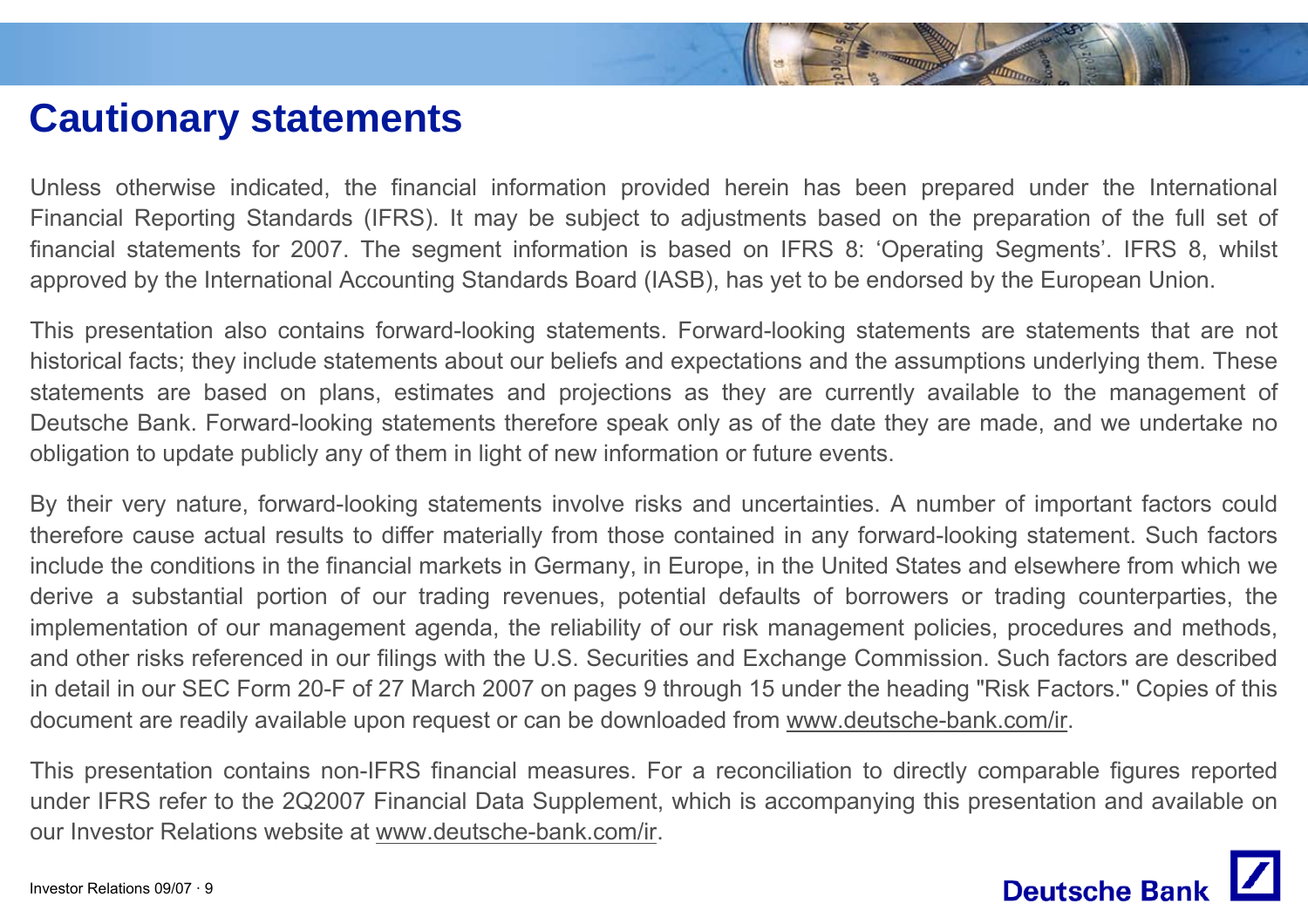# Cautionary statements

Unless otherwise indicated, the financial information provided herein has been prepared under the International Financial Reporting Standards (IFRS). It may be subject to adjustments based on the preparation of the full set of financial statements for 2007. The segment information is based on IFRS 8: 'Operating Segments'. IFRS 8, whilst approved by the International Accounting Standards Board (IASB), has yet to be endorsed by the European Union.

This presentation also contains forward-looking statements. Forward-looking statements are statements that are not historical facts; they include statements about our beliefs and expectations and the assumptions underlying them. These statements are based on plans, estimates and projections as they are currently available to the management of Deutsche Bank. Forward-looking statements therefore speak only as of the date they are made, and we undertake no obligation to update publicly any of them in light of new information or future events.

By their very nature, forward-looking statements involve risks and uncertainties. A number of important factors could therefore cause actual results to differ materially from those contained in any forward-looking statement. Such factors include the conditions in the financial markets in Germany, in Europe, in the United States and elsewhere from which we derive a substantial portion of our trading revenues, potential defaults of borrowers or trading counterparties, the implementation of our management agenda, the reliability of our risk management policies, procedures and methods, and other risks referenced in our filings with the U.S. Securities and Exchange Commission. Such factors are described in detail in our SEC Form 20-F of 27 March 2007 on pages 9 through 15 under the heading "Risk Factors." Copies of this document are readily available upon request or can be downloaded from www.deutsche-bank.com/ir.

This presentation contains non-IFRS financial measures. For a reconciliation to directly comparable figures reported under IFRS refer to the 2Q2007 Financial Data Supplement, which is accompanying this presentation and available on our Investor Relations website at www.deutsche-bank.com/ir.